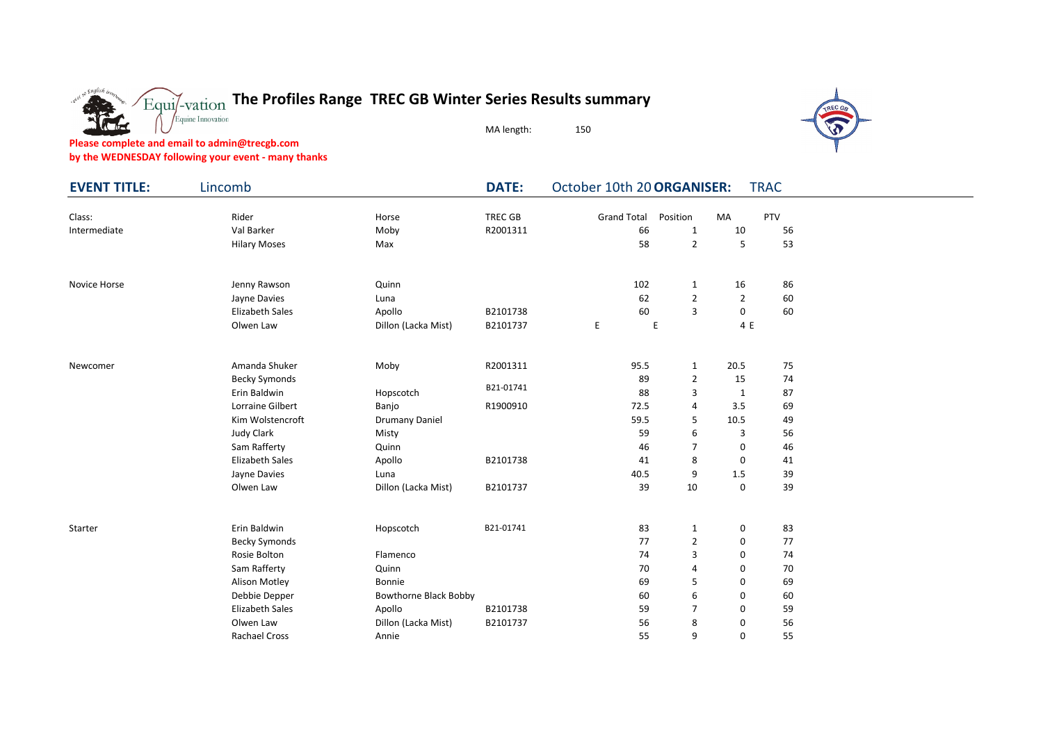# The Profiles Range TREC GB Winter Series Results summary

MA length: 150

**Please complete and email to admin@trecgb.com**
**by the WEDNESDAY following your event - many thanks**

**EVENT TITLE:** Lincomb **DATE:** October 10th 20 **ORGANISER:** TRAC

| Class: | Rider | Horse | TREC GB | Grand Total | Position | MA | PTV |
|---|---|---|---|---|---|---|---|
| Intermediate | Val Barker | Moby | R2001311 | 66 | 1 | 10 | 56 |
| | Hilary Moses | Max | | 58 | 2 | 5 | 53 |
| | | | | | | | |
| Novice Horse | Jenny Rawson | Quinn | | 102 | 1 | 16 | 86 |
| | Jayne Davies | Luna | | 62 | 2 | 2 | 60 |
| | Elizabeth Sales | Apollo | B2101738 | 60 | 3 | 0 | 60 |
| | Olwen Law | Dillon (Lacka Mist) | B2101737 | E | E | 4 | E |
| | | | | | | | |
| Newcomer | Amanda Shuker | Moby | R2001311 | 95.5 | 1 | 20.5 | 75 |
| | Becky Symonds | | | 89 | 2 | 15 | 74 |
| | Erin Baldwin | Hopscotch | B21-01741 | 88 | 3 | 1 | 87 |
| | Lorraine Gilbert | Banjo | R1900910 | 72.5 | 4 | 3.5 | 69 |
| | Kim Wolstencroft | Drumany Daniel | | 59.5 | 5 | 10.5 | 49 |
| | Judy Clark | Misty | | 59 | 6 | 3 | 56 |
| | Sam Rafferty | Quinn | | 46 | 7 | 0 | 46 |
| | Elizabeth Sales | Apollo | B2101738 | 41 | 8 | 0 | 41 |
| | Jayne Davies | Luna | | 40.5 | 9 | 1.5 | 39 |
| | Olwen Law | Dillon (Lacka Mist) | B2101737 | 39 | 10 | 0 | 39 |
| | | | | | | | |
| Starter | Erin Baldwin | Hopscotch | B21-01741 | 83 | 1 | 0 | 83 |
| | Becky Symonds | | | 77 | 2 | 0 | 77 |
| | Rosie Bolton | Flamenco | | 74 | 3 | 0 | 74 |
| | Sam Rafferty | Quinn | | 70 | 4 | 0 | 70 |
| | Alison Motley | Bonnie | | 69 | 5 | 0 | 69 |
| | Debbie Depper | Bowthorne Black Bobby | | 60 | 6 | 0 | 60 |
| | Elizabeth Sales | Apollo | B2101738 | 59 | 7 | 0 | 59 |
| | Olwen Law | Dillon (Lacka Mist) | B2101737 | 56 | 8 | 0 | 56 |
| | Rachael Cross | Annie | | 55 | 9 | 0 | 55 |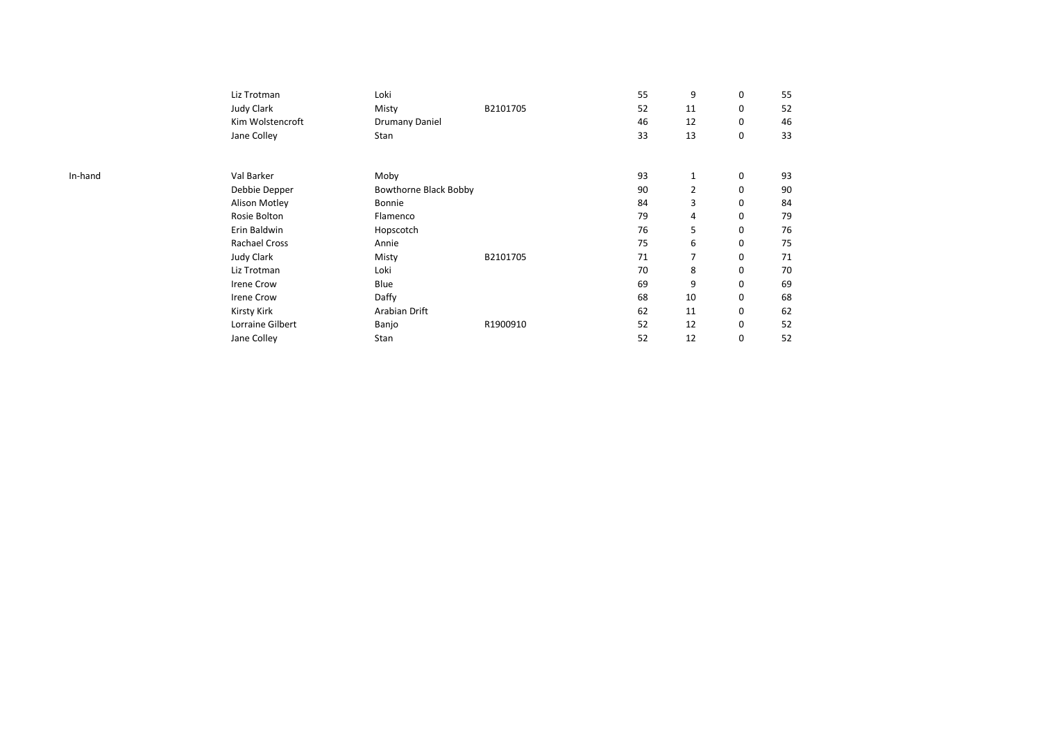| | | | | | | | |
|---|---|---|---|---|---|---|---|
| | Liz Trotman | Loki | | 55 | 9 | 0 | 55 |
| | Judy Clark | Misty | B2101705 | 52 | 11 | 0 | 52 |
| | Kim Wolstencroft | Drumany Daniel | | 46 | 12 | 0 | 46 |
| | Jane Colley | Stan | | 33 | 13 | 0 | 33 |
| | | | | | | | |
| In-hand | Val Barker | Moby | | 93 | 1 | 0 | 93 |
| | Debbie Depper | Bowthorne Black Bobby | | 90 | 2 | 0 | 90 |
| | Alison Motley | Bonnie | | 84 | 3 | 0 | 84 |
| | Rosie Bolton | Flamenco | | 79 | 4 | 0 | 79 |
| | Erin Baldwin | Hopscotch | | 76 | 5 | 0 | 76 |
| | Rachael Cross | Annie | | 75 | 6 | 0 | 75 |
| | Judy Clark | Misty | B2101705 | 71 | 7 | 0 | 71 |
| | Liz Trotman | Loki | | 70 | 8 | 0 | 70 |
| | Irene Crow | Blue | | 69 | 9 | 0 | 69 |
| | Irene Crow | Daffy | | 68 | 10 | 0 | 68 |
| | Kirsty Kirk | Arabian Drift | | 62 | 11 | 0 | 62 |
| | Lorraine Gilbert | Banjo | R1900910 | 52 | 12 | 0 | 52 |
| | Jane Colley | Stan | | 52 | 12 | 0 | 52 |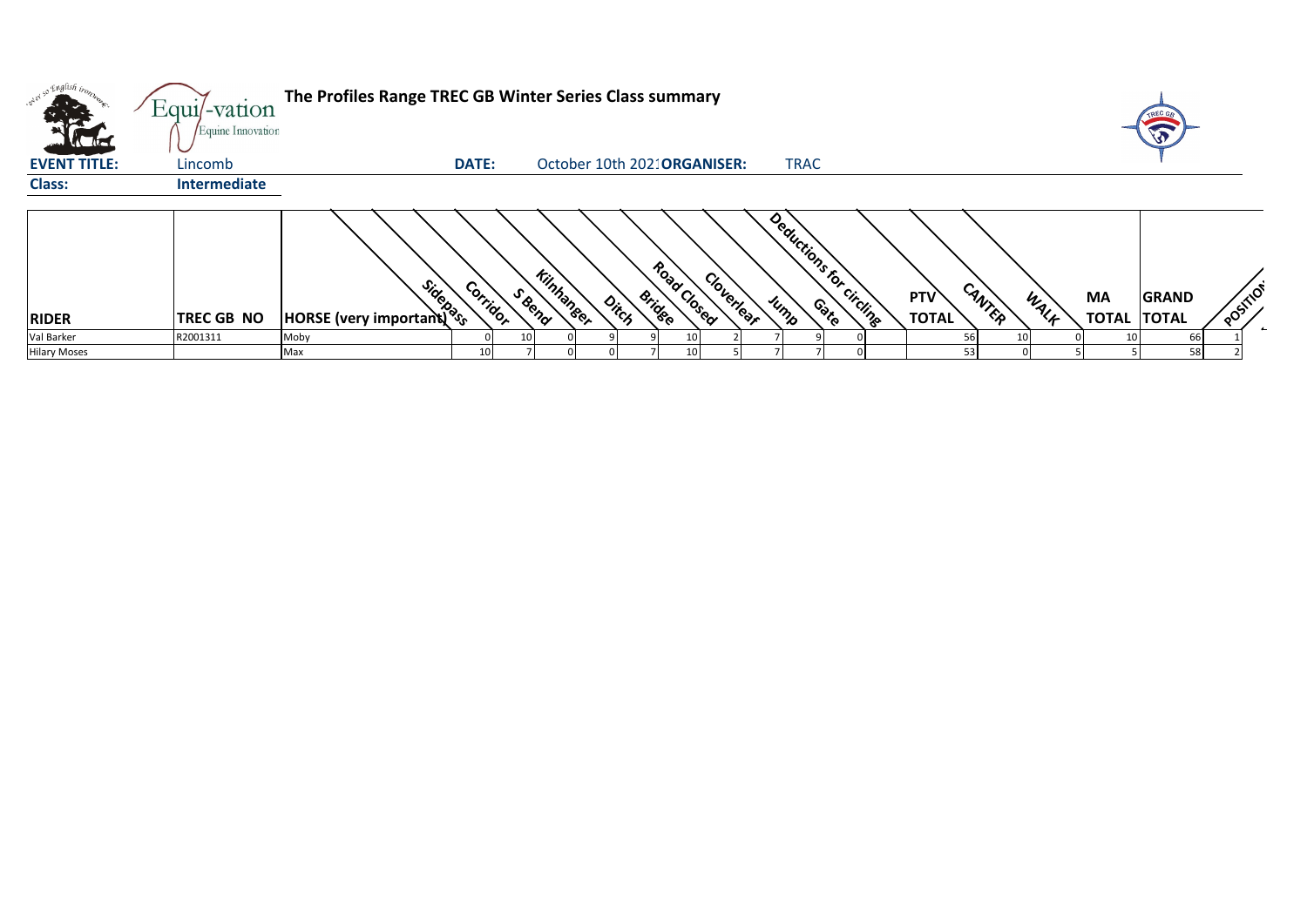**The Profiles Range TREC GB Winter Series Class summary**

**EVENT TITLE:** Lincomb **DATE:** October 10th 202 **ORGANISER:** TRAC

**Class:** **Intermediate**

| RIDER | TREC GB NO | HORSE (very important) | Sidepass | Corridor | S Bend | Kilnhanger | Ditch | Bridge | Road Closed | Cloverleaf | Jump | Gate | Deductions for circling | PTV TOTAL | CANTER | WALK | MA TOTAL | GRAND TOTAL | POSITION |
|---|---|---|---|---|---|---|---|---|---|---|---|---|---|---|---|---|---|---|---|
| Val Barker | R2001311 | Moby | 0 | 10 | 0 | 9 | 9 | 10 | 2 | 7 | 9 | 0 | | 56 | 10 | 0 | 10 | 66 | 1 |
| Hilary Moses | | Max | 10 | 7 | 0 | 0 | 7 | 10 | 5 | 7 | 7 | 0 | | 53 | 0 | 5 | 5 | 58 | 2 |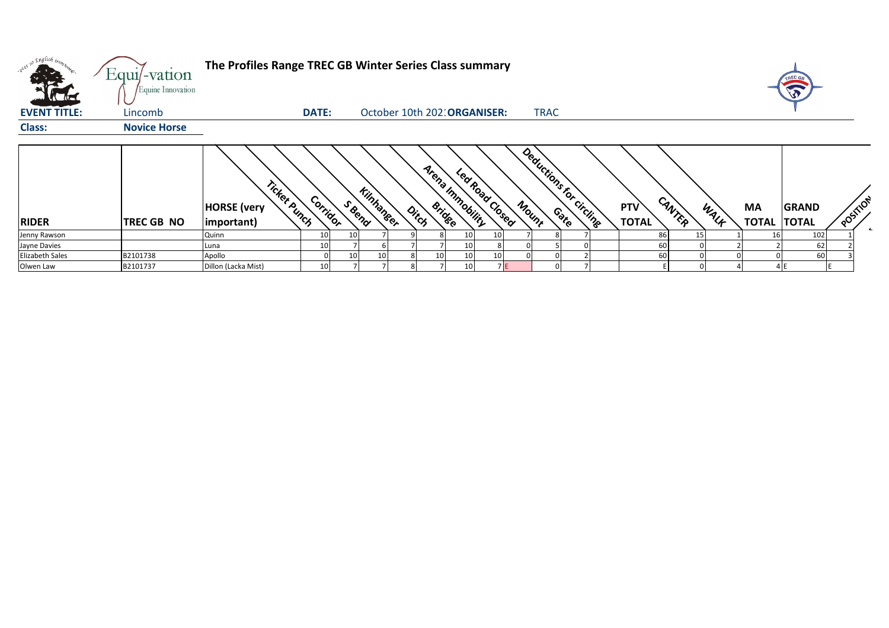**The Profiles Range TREC GB Winter Series Class summary**

Equi-vation Equine Innovation

**EVENT TITLE:** Lincomb **DATE:** October 10th 202 **ORGANISER:** TRAC

**Class:** **Novice Horse**

| RIDER | TREC GB NO | HORSE (very important) | Ticket Punch | Corridor | S Bend | Kilnhanger | Ditch | Bridge | Arena Immobility | Led Road Closed | Mount | Gate | Deductions for circling | PTV TOTAL | CANTER | WALK | MA TOTAL | GRAND TOTAL | POSITION |
|---|---|---|---|---|---|---|---|---|---|---|---|---|---|---|---|---|---|---|---|
| Jenny Rawson | | Quinn | 10 | 10 | 7 | 9 | 8 | 10 | 10 | 7 | 8 | 7 | | 86 | 15 | 1 | 16 | 102 | 1 |
| Jayne Davies | | Luna | 10 | 7 | 6 | 7 | 7 | 10 | 8 | 0 | 5 | 0 | | 60 | 0 | 2 | 2 | 62 | 2 |
| Elizabeth Sales | B2101738 | Apollo | 0 | 10 | 10 | 8 | 10 | 10 | 10 | 0 | 0 | 2 | | 60 | 0 | 0 | 0 | 60 | 3 |
| Olwen Law | B2101737 | Dillon (Lacka Mist) | 10 | 7 | 7 | 8 | 7 | 10 | 7 | E | 0 | 7 | | E | 0 | 4 | 4 | E | E |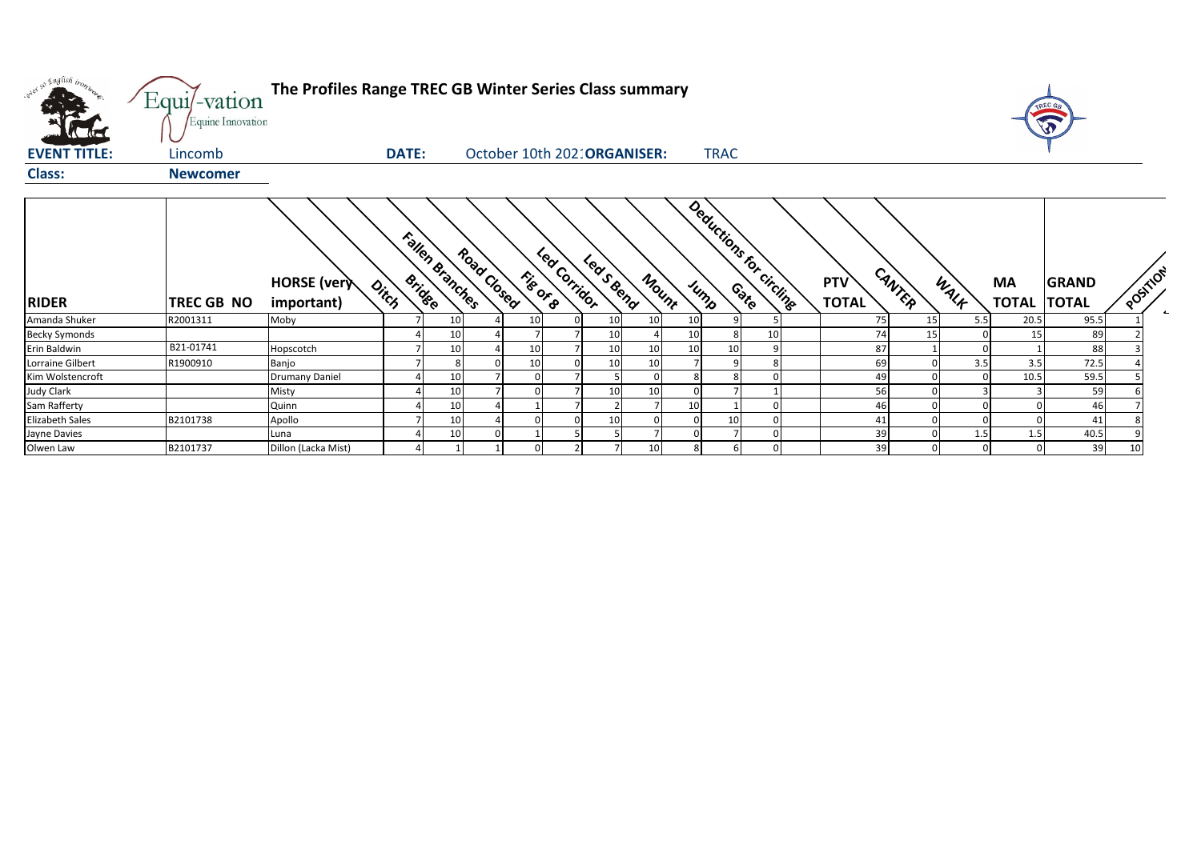# The Profiles Range TREC GB Winter Series Class summary

**EVENT TITLE:** Lincomb **DATE:** October 10th 202: **ORGANISER:** TRAC

**Class:** **Newcomer**

| RIDER | TREC GB NO | HORSE (very important) | Ditch | Bridge | Fallen Branches | Road Closed | Fig of 8 | Led Corridor | Led S Bend | Mount | Jump | Gate | Deductions for circling | PTV TOTAL | CANTER | WALK | MA TOTAL | GRAND TOTAL | POSITION |
|---|---|---|---|---|---|---|---|---|---|---|---|---|---|---|---|---|---|---|---|
| Amanda Shuker | R2001311 | Moby | 7 | 10 | 4 | 10 | 0 | 10 | 10 | 10 | 9 | 5 | | 75 | 15 | 5.5 | 20.5 | 95.5 | 1 |
| Becky Symonds | | | 4 | 10 | 4 | 7 | 7 | 10 | 4 | 10 | 8 | 10 | | 74 | 15 | 0 | 15 | 89 | 2 |
| Erin Baldwin | B21-01741 | Hopscotch | 7 | 10 | 4 | 10 | 7 | 10 | 10 | 10 | 10 | 9 | | 87 | 1 | 0 | 1 | 88 | 3 |
| Lorraine Gilbert | R1900910 | Banjo | 7 | 8 | 0 | 10 | 0 | 10 | 10 | 7 | 9 | 8 | | 69 | 0 | 3.5 | 3.5 | 72.5 | 4 |
| Kim Wolstencroft | | Drumany Daniel | 4 | 10 | 7 | 0 | 7 | 5 | 0 | 8 | 8 | 0 | | 49 | 0 | 0 | 10.5 | 59.5 | 5 |
| Judy Clark | | Misty | 4 | 10 | 7 | 0 | 7 | 10 | 10 | 0 | 7 | 1 | | 56 | 0 | 3 | 3 | 59 | 6 |
| Sam Rafferty | | Quinn | 4 | 10 | 4 | 1 | 7 | 2 | 7 | 10 | 1 | 0 | | 46 | 0 | 0 | 0 | 46 | 7 |
| Elizabeth Sales | B2101738 | Apollo | 7 | 10 | 4 | 0 | 0 | 10 | 0 | 0 | 10 | 0 | | 41 | 0 | 0 | 0 | 41 | 8 |
| Jayne Davies | | Luna | 4 | 10 | 0 | 1 | 5 | 5 | 7 | 0 | 7 | 0 | | 39 | 0 | 1.5 | 1.5 | 40.5 | 9 |
| Olwen Law | B2101737 | Dillon (Lacka Mist) | 4 | 1 | 1 | 0 | 2 | 7 | 10 | 8 | 6 | 0 | | 39 | 0 | 0 | 0 | 39 | 10 |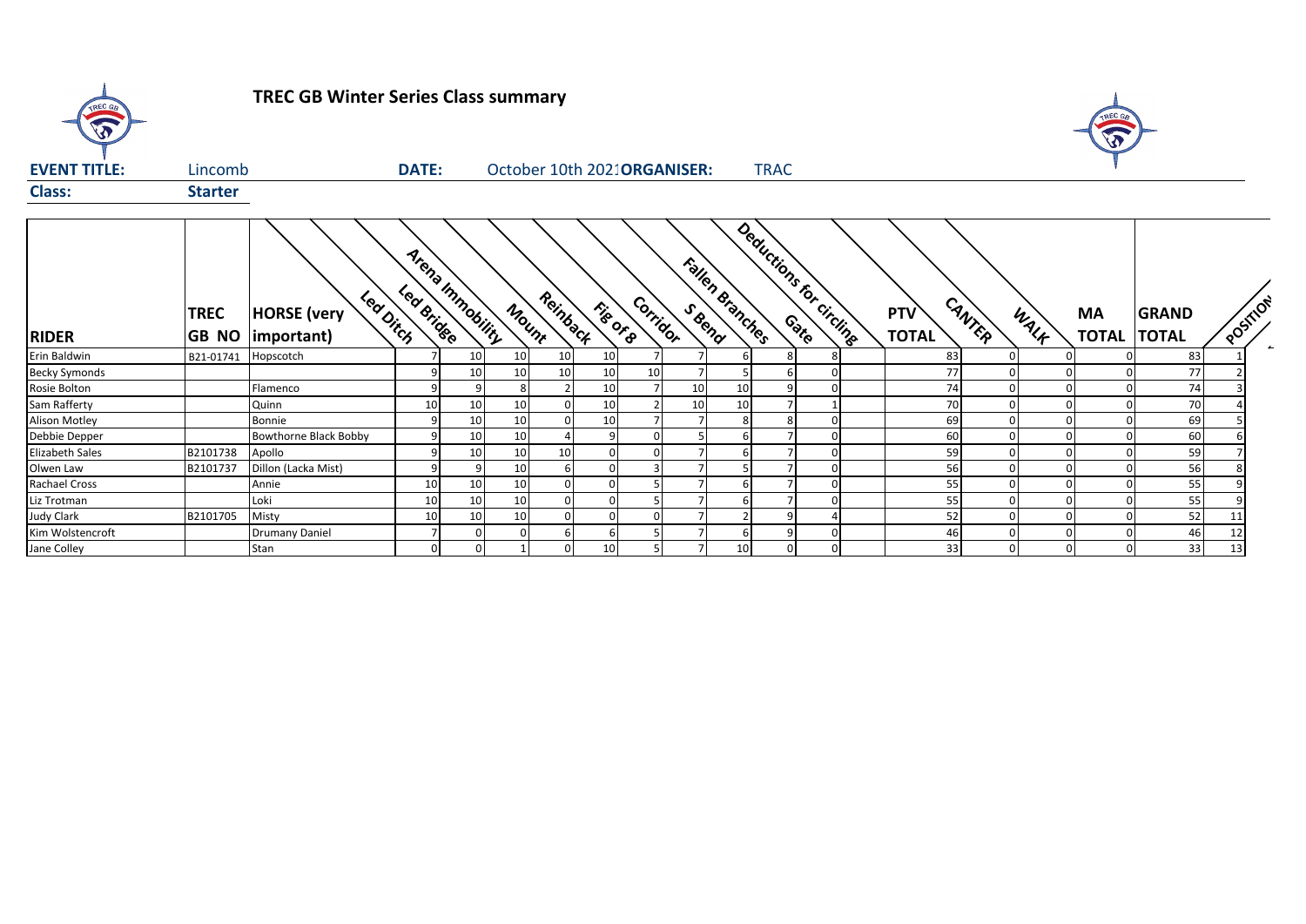# TREC GB Winter Series Class summary

**EVENT TITLE:** Lincomb **DATE:** October 10th 2021 **ORGANISER:** TRAC

**Class:** **Starter**

| RIDER | TREC GB NO | HORSE (very important) | Led Ditch | Led Bridge | Arena Immobility | Mount | Reinback | Fig of 8 | Corridor | S Bend | Fallen Branches | Gate | Deductions for circling | PTV TOTAL | CANTER | WALK | MA TOTAL | GRAND TOTAL | POSITION |
|---|---|---|---|---|---|---|---|---|---|---|---|---|---|---|---|---|---|---|---|
| Erin Baldwin | B21-01741 | Hopscotch | 7 | 10 | 10 | 10 | 10 | 7 | 7 | 6 | 8 | 8 | | 83 | 0 | 0 | 0 | 83 | 1 |
| Becky Symonds | | | 9 | 10 | 10 | 10 | 10 | 10 | 7 | 5 | 6 | 0 | | 77 | 0 | 0 | 0 | 77 | 2 |
| Rosie Bolton | | Flamenco | 9 | 9 | 8 | 2 | 10 | 7 | 10 | 10 | 9 | 0 | | 74 | 0 | 0 | 0 | 74 | 3 |
| Sam Rafferty | | Quinn | 10 | 10 | 10 | 0 | 10 | 2 | 10 | 10 | 7 | 1 | | 70 | 0 | 0 | 0 | 70 | 4 |
| Alison Motley | | Bonnie | 9 | 10 | 10 | 0 | 10 | 7 | 7 | 8 | 8 | 0 | | 69 | 0 | 0 | 0 | 69 | 5 |
| Debbie Depper | | Bowthorne Black Bobby | 9 | 10 | 10 | 4 | 9 | 0 | 5 | 6 | 7 | 0 | | 60 | 0 | 0 | 0 | 60 | 6 |
| Elizabeth Sales | B2101738 | Apollo | 9 | 10 | 10 | 10 | 0 | 0 | 7 | 6 | 7 | 0 | | 59 | 0 | 0 | 0 | 59 | 7 |
| Olwen Law | B2101737 | Dillon (Lacka Mist) | 9 | 9 | 10 | 6 | 0 | 3 | 7 | 5 | 7 | 0 | | 56 | 0 | 0 | 0 | 56 | 8 |
| Rachael Cross | | Annie | 10 | 10 | 10 | 0 | 0 | 5 | 7 | 6 | 7 | 0 | | 55 | 0 | 0 | 0 | 55 | 9 |
| Liz Trotman | | Loki | 10 | 10 | 10 | 0 | 0 | 5 | 7 | 6 | 7 | 0 | | 55 | 0 | 0 | 0 | 55 | 9 |
| Judy Clark | B2101705 | Misty | 10 | 10 | 10 | 0 | 0 | 0 | 7 | 2 | 9 | 4 | | 52 | 0 | 0 | 0 | 52 | 11 |
| Kim Wolstencroft | | Drumany Daniel | 7 | 0 | 0 | 6 | 6 | 5 | 7 | 6 | 9 | 0 | | 46 | 0 | 0 | 0 | 46 | 12 |
| Jane Colley | | Stan | 0 | 0 | 1 | 0 | 10 | 5 | 7 | 10 | 0 | 0 | | 33 | 0 | 0 | 0 | 33 | 13 |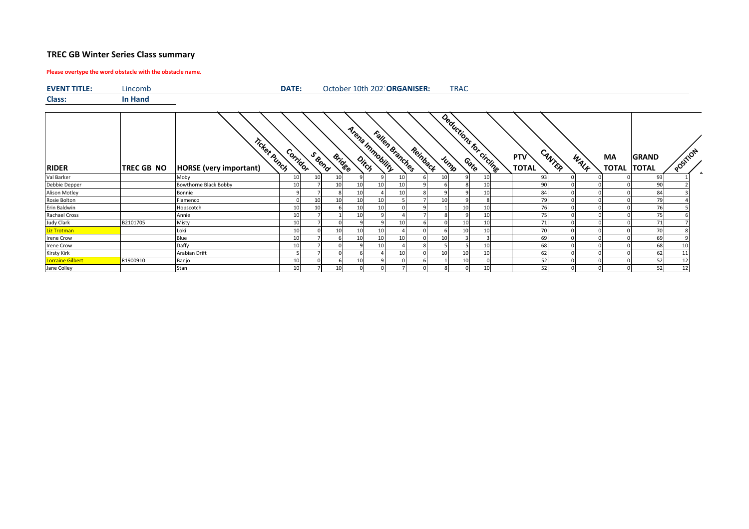## TREC GB Winter Series Class summary

**Please overtype the word obstacle with the obstacle name.**

| | | | | |
|---|---|---|---|---|
| **EVENT TITLE:** | Lincomb | **DATE:** October 10th 202 | **ORGANISER:** | TRAC |
| **Class:** | **In Hand** | | | |

| RIDER | TREC GB NO | HORSE (very important) | Ticket Punch | Corridor | S Bend | Bridge | Ditch | Arena Immobility | Fallen Branches | Reinback | Jump | Gate | Deductions for circling | PTV TOTAL | CANTER | WALK | MA TOTAL | GRAND TOTAL | POSITION |
|---|---|---|---|---|---|---|---|---|---|---|---|---|---|---|---|---|---|---|---|
| Val Barker | | Moby | 10 | 10 | 10 | 9 | 9 | 10 | 6 | 10 | 9 | 10 | | 93 | 0 | 0 | 0 | 93 | 1 |
| Debbie Depper | | Bowthorne Black Bobby | 10 | 7 | 10 | 10 | 10 | 10 | 9 | 6 | 8 | 10 | | 90 | 0 | 0 | 0 | 90 | 2 |
| Alison Motley | | Bonnie | 9 | 7 | 8 | 10 | 4 | 10 | 8 | 9 | 9 | 10 | | 84 | 0 | 0 | 0 | 84 | 3 |
| Rosie Bolton | | Flamenco | 0 | 10 | 10 | 10 | 10 | 5 | 7 | 10 | 9 | 8 | | 79 | 0 | 0 | 0 | 79 | 4 |
| Erin Baldwin | | Hopscotch | 10 | 10 | 6 | 10 | 10 | 0 | 9 | 1 | 10 | 10 | | 76 | 0 | 0 | 0 | 76 | 5 |
| Rachael Cross | | Annie | 10 | 7 | 1 | 10 | 9 | 4 | 7 | 8 | 9 | 10 | | 75 | 0 | 0 | 0 | 75 | 6 |
| Judy Clark | B2101705 | Misty | 10 | 7 | 0 | 9 | 9 | 10 | 6 | 0 | 10 | 10 | | 71 | 0 | 0 | 0 | 71 | 7 |
| Liz Trotman | | Loki | 10 | 0 | 10 | 10 | 10 | 4 | 0 | 6 | 10 | 10 | | 70 | 0 | 0 | 0 | 70 | 8 |
| Irene Crow | | Blue | 10 | 7 | 6 | 10 | 10 | 10 | 0 | 10 | 3 | 3 | | 69 | 0 | 0 | 0 | 69 | 9 |
| Irene Crow | | Daffy | 10 | 7 | 0 | 9 | 10 | 4 | 8 | 5 | 5 | 10 | | 68 | 0 | 0 | 0 | 68 | 10 |
| Kirsty Kirk | | Arabian Drift | 5 | 7 | 0 | 6 | 4 | 10 | 0 | 10 | 10 | 10 | | 62 | 0 | 0 | 0 | 62 | 11 |
| Lorraine Gilbert | R1900910 | Banjo | 10 | 0 | 6 | 10 | 9 | 0 | 6 | 1 | 10 | 0 | | 52 | 0 | 0 | 0 | 52 | 12 |
| Jane Colley | | Stan | 10 | 7 | 10 | 0 | 0 | 7 | 0 | 8 | 0 | 10 | | 52 | 0 | 0 | 0 | 52 | 12 |